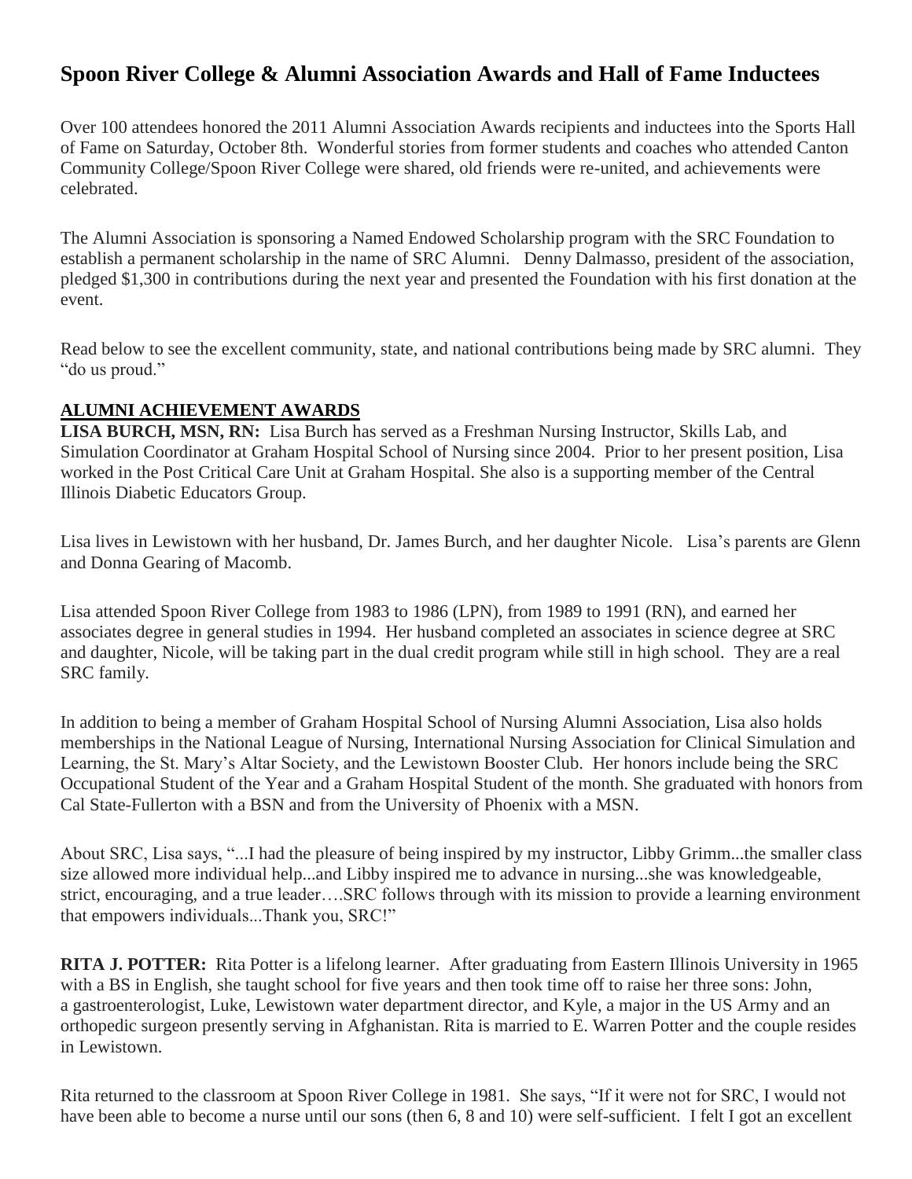# Spoon River College & Alumni Association Awards and Hall of Fame Inductees

Over 100 attendees honored the 2011 Alumni Association Awards recipients and inductees into the Sports Hall of Fame on Saturday, October 8th. Wonderful stories from former students and coaches who attended Canton Community College/Spoon River College were shared, old friends were re-united, and achievements were celebrated.

The Alumni Association is sponsoring a Named Endowed Scholarship program with the SRC Foundation to establish a permanent scholarship in the name of SRC Alumni. Denny Dalmasso, president of the association, pledged $1,300 in contributions during the next year and presented the Foundation with his first donation at the event.

Read below to see the excellent community, state, and national contributions being made by SRC alumni. They "do us proud."

## ALUMNI ACHIEVEMENT AWARDS

**LISA BURCH, MSN, RN:** Lisa Burch has served as a Freshman Nursing Instructor, Skills Lab, and Simulation Coordinator at Graham Hospital School of Nursing since 2004. Prior to her present position, Lisa worked in the Post Critical Care Unit at Graham Hospital. She also is a supporting member of the Central Illinois Diabetic Educators Group.

Lisa lives in Lewistown with her husband, Dr. James Burch, and her daughter Nicole. Lisa's parents are Glenn and Donna Gearing of Macomb.

Lisa attended Spoon River College from 1983 to 1986 (LPN), from 1989 to 1991 (RN), and earned her associates degree in general studies in 1994. Her husband completed an associates in science degree at SRC and daughter, Nicole, will be taking part in the dual credit program while still in high school. They are a real SRC family.

In addition to being a member of Graham Hospital School of Nursing Alumni Association, Lisa also holds memberships in the National League of Nursing, International Nursing Association for Clinical Simulation and Learning, the St. Mary's Altar Society, and the Lewistown Booster Club. Her honors include being the SRC Occupational Student of the Year and a Graham Hospital Student of the month. She graduated with honors from Cal State-Fullerton with a BSN and from the University of Phoenix with a MSN.

About SRC, Lisa says, "...I had the pleasure of being inspired by my instructor, Libby Grimm...the smaller class size allowed more individual help...and Libby inspired me to advance in nursing...she was knowledgeable, strict, encouraging, and a true leader….SRC follows through with its mission to provide a learning environment that empowers individuals...Thank you, SRC!"

**RITA J. POTTER:** Rita Potter is a lifelong learner. After graduating from Eastern Illinois University in 1965 with a BS in English, she taught school for five years and then took time off to raise her three sons: John, a gastroenterologist, Luke, Lewistown water department director, and Kyle, a major in the US Army and an orthopedic surgeon presently serving in Afghanistan. Rita is married to E. Warren Potter and the couple resides in Lewistown.

Rita returned to the classroom at Spoon River College in 1981. She says, "If it were not for SRC, I would not have been able to become a nurse until our sons (then 6, 8 and 10) were self-sufficient. I felt I got an excellent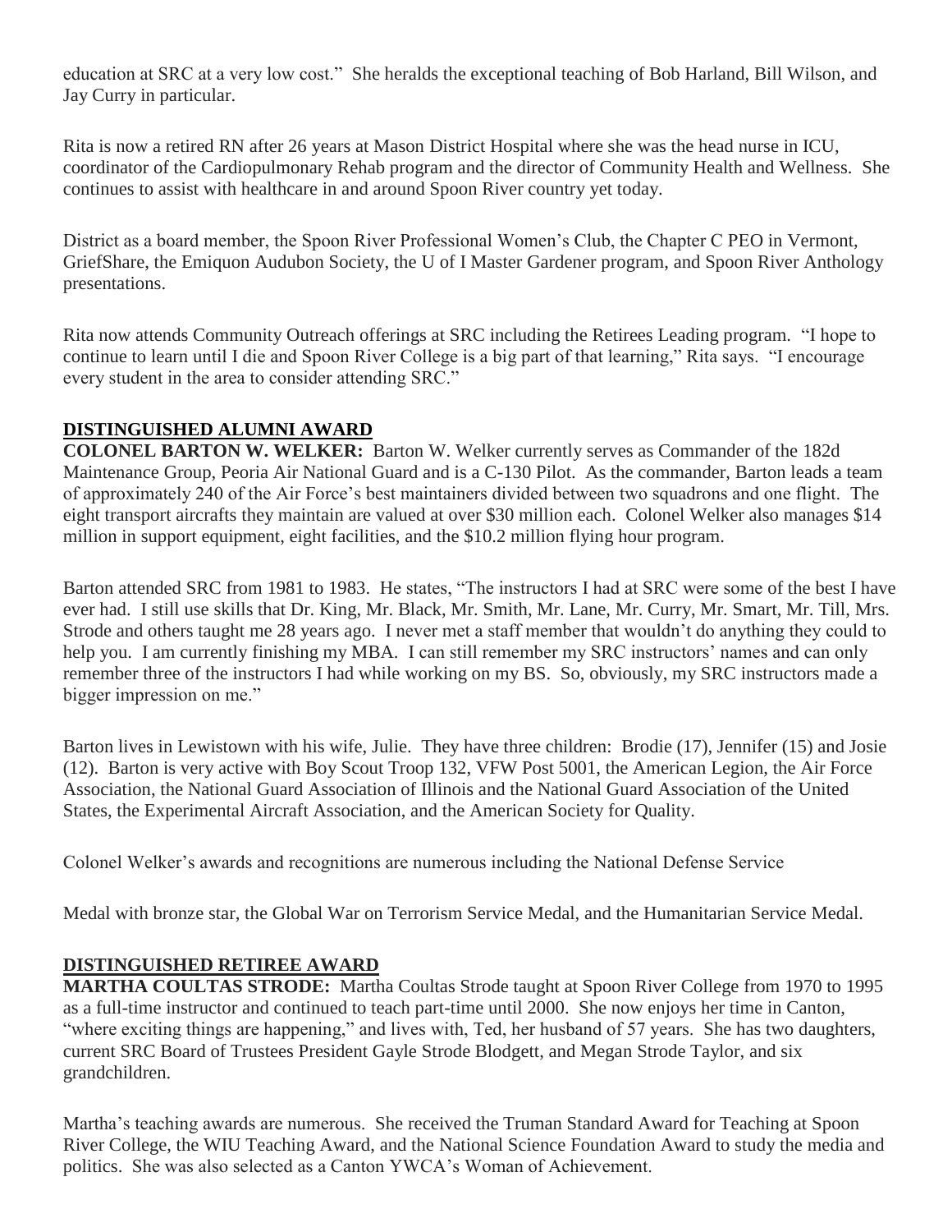education at SRC at a very low cost." She heralds the exceptional teaching of Bob Harland, Bill Wilson, and Jay Curry in particular.

Rita is now a retired RN after 26 years at Mason District Hospital where she was the head nurse in ICU, coordinator of the Cardiopulmonary Rehab program and the director of Community Health and Wellness. She continues to assist with healthcare in and around Spoon River country yet today.

District as a board member, the Spoon River Professional Women's Club, the Chapter C PEO in Vermont, GriefShare, the Emiquon Audubon Society, the U of I Master Gardener program, and Spoon River Anthology presentations.

Rita now attends Community Outreach offerings at SRC including the Retirees Leading program. "I hope to continue to learn until I die and Spoon River College is a big part of that learning," Rita says. "I encourage every student in the area to consider attending SRC."

## DISTINGUISHED ALUMNI AWARD

**COLONEL BARTON W. WELKER:** Barton W. Welker currently serves as Commander of the 182d Maintenance Group, Peoria Air National Guard and is a C-130 Pilot. As the commander, Barton leads a team of approximately 240 of the Air Force's best maintainers divided between two squadrons and one flight. The eight transport aircrafts they maintain are valued at over $30 million each. Colonel Welker also manages $14 million in support equipment, eight facilities, and the $10.2 million flying hour program.

Barton attended SRC from 1981 to 1983. He states, "The instructors I had at SRC were some of the best I have ever had. I still use skills that Dr. King, Mr. Black, Mr. Smith, Mr. Lane, Mr. Curry, Mr. Smart, Mr. Till, Mrs. Strode and others taught me 28 years ago. I never met a staff member that wouldn't do anything they could to help you. I am currently finishing my MBA. I can still remember my SRC instructors' names and can only remember three of the instructors I had while working on my BS. So, obviously, my SRC instructors made a bigger impression on me."

Barton lives in Lewistown with his wife, Julie. They have three children: Brodie (17), Jennifer (15) and Josie (12). Barton is very active with Boy Scout Troop 132, VFW Post 5001, the American Legion, the Air Force Association, the National Guard Association of Illinois and the National Guard Association of the United States, the Experimental Aircraft Association, and the American Society for Quality.

Colonel Welker's awards and recognitions are numerous including the National Defense Service

Medal with bronze star, the Global War on Terrorism Service Medal, and the Humanitarian Service Medal.

## DISTINGUISHED RETIREE AWARD

**MARTHA COULTAS STRODE:** Martha Coultas Strode taught at Spoon River College from 1970 to 1995 as a full-time instructor and continued to teach part-time until 2000. She now enjoys her time in Canton, "where exciting things are happening," and lives with, Ted, her husband of 57 years. She has two daughters, current SRC Board of Trustees President Gayle Strode Blodgett, and Megan Strode Taylor, and six grandchildren.

Martha's teaching awards are numerous. She received the Truman Standard Award for Teaching at Spoon River College, the WIU Teaching Award, and the National Science Foundation Award to study the media and politics. She was also selected as a Canton YWCA's Woman of Achievement.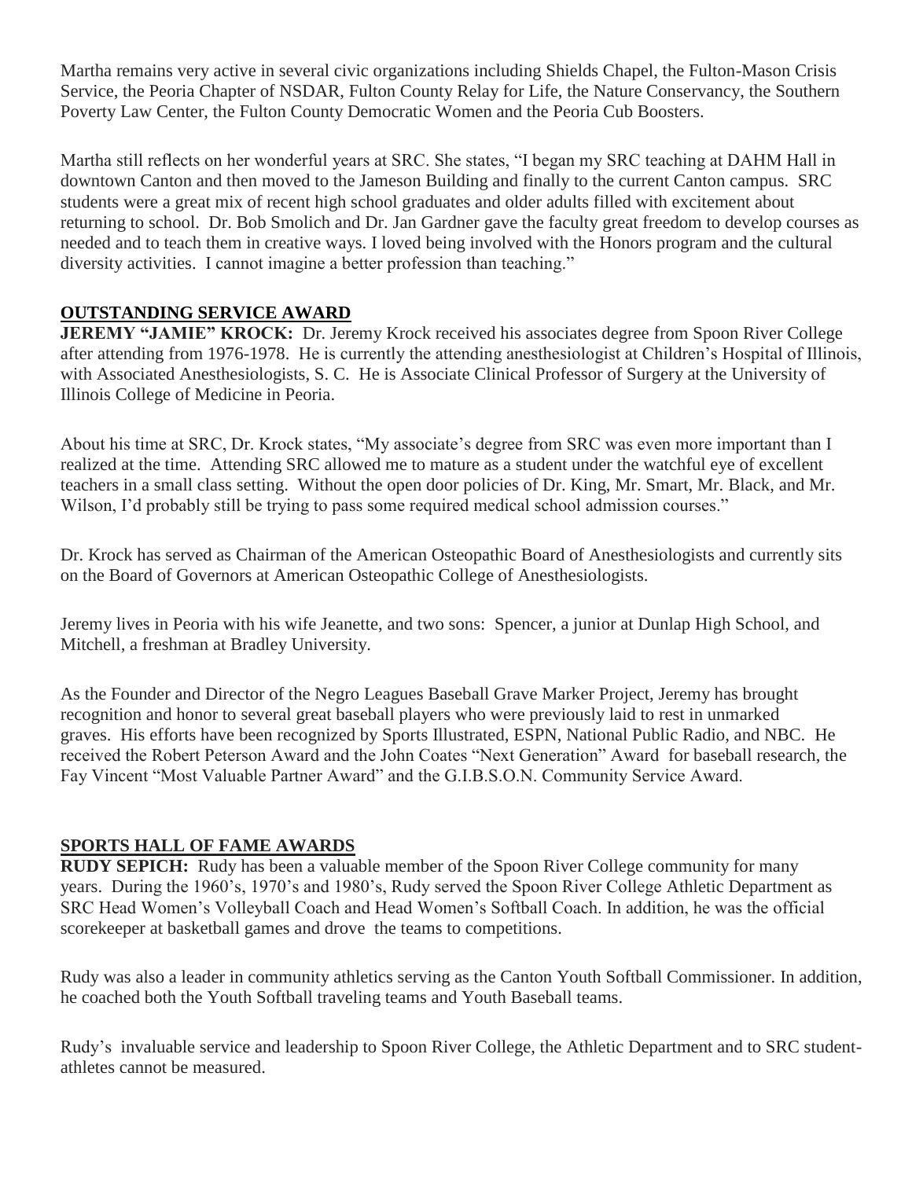Martha remains very active in several civic organizations including Shields Chapel, the Fulton-Mason Crisis Service, the Peoria Chapter of NSDAR, Fulton County Relay for Life, the Nature Conservancy, the Southern Poverty Law Center, the Fulton County Democratic Women and the Peoria Cub Boosters.

Martha still reflects on her wonderful years at SRC. She states, "I began my SRC teaching at DAHM Hall in downtown Canton and then moved to the Jameson Building and finally to the current Canton campus. SRC students were a great mix of recent high school graduates and older adults filled with excitement about returning to school. Dr. Bob Smolich and Dr. Jan Gardner gave the faculty great freedom to develop courses as needed and to teach them in creative ways. I loved being involved with the Honors program and the cultural diversity activities. I cannot imagine a better profession than teaching."

## OUTSTANDING SERVICE AWARD

**JEREMY "JAMIE" KROCK:** Dr. Jeremy Krock received his associates degree from Spoon River College after attending from 1976-1978. He is currently the attending anesthesiologist at Children's Hospital of Illinois, with Associated Anesthesiologists, S. C. He is Associate Clinical Professor of Surgery at the University of Illinois College of Medicine in Peoria.

About his time at SRC, Dr. Krock states, "My associate's degree from SRC was even more important than I realized at the time. Attending SRC allowed me to mature as a student under the watchful eye of excellent teachers in a small class setting. Without the open door policies of Dr. King, Mr. Smart, Mr. Black, and Mr. Wilson, I'd probably still be trying to pass some required medical school admission courses."

Dr. Krock has served as Chairman of the American Osteopathic Board of Anesthesiologists and currently sits on the Board of Governors at American Osteopathic College of Anesthesiologists.

Jeremy lives in Peoria with his wife Jeanette, and two sons: Spencer, a junior at Dunlap High School, and Mitchell, a freshman at Bradley University.

As the Founder and Director of the Negro Leagues Baseball Grave Marker Project, Jeremy has brought recognition and honor to several great baseball players who were previously laid to rest in unmarked graves. His efforts have been recognized by Sports Illustrated, ESPN, National Public Radio, and NBC. He received the Robert Peterson Award and the John Coates "Next Generation" Award for baseball research, the Fay Vincent "Most Valuable Partner Award" and the G.I.B.S.O.N. Community Service Award.

## SPORTS HALL OF FAME AWARDS

**RUDY SEPICH:** Rudy has been a valuable member of the Spoon River College community for many years. During the 1960's, 1970's and 1980's, Rudy served the Spoon River College Athletic Department as SRC Head Women's Volleyball Coach and Head Women's Softball Coach. In addition, he was the official scorekeeper at basketball games and drove the teams to competitions.

Rudy was also a leader in community athletics serving as the Canton Youth Softball Commissioner. In addition, he coached both the Youth Softball traveling teams and Youth Baseball teams.

Rudy's invaluable service and leadership to Spoon River College, the Athletic Department and to SRC student-athletes cannot be measured.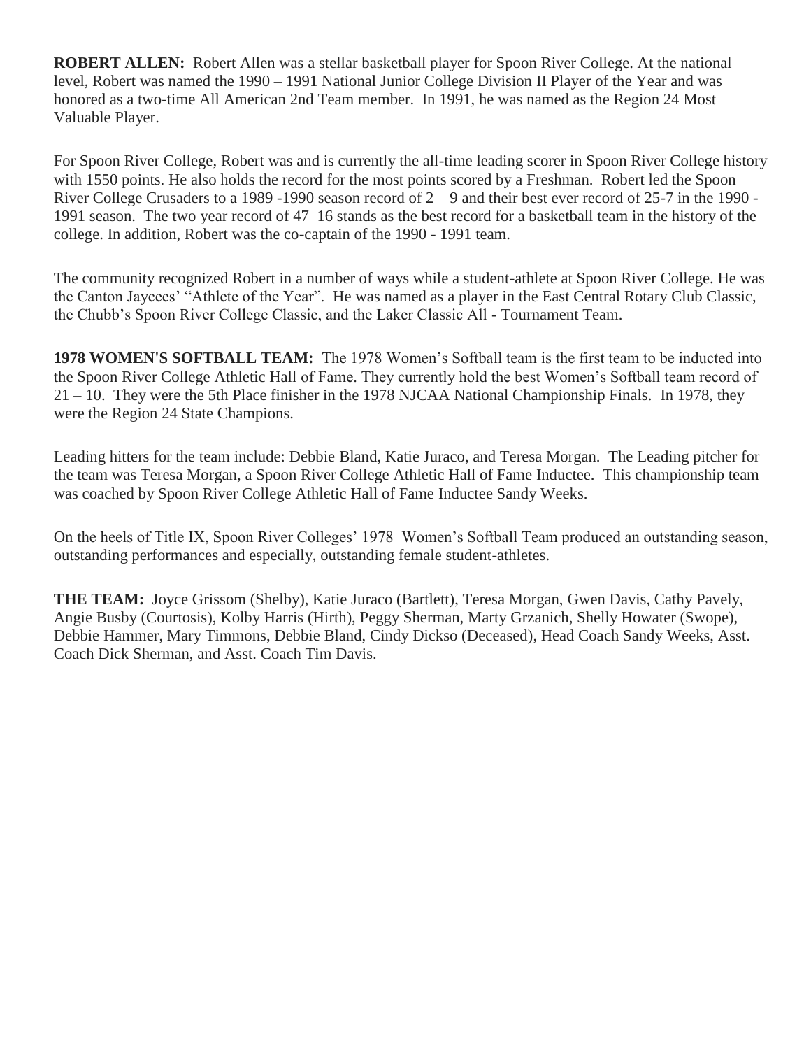**ROBERT ALLEN:** Robert Allen was a stellar basketball player for Spoon River College. At the national level, Robert was named the 1990 – 1991 National Junior College Division II Player of the Year and was honored as a two-time All American 2nd Team member. In 1991, he was named as the Region 24 Most Valuable Player.

For Spoon River College, Robert was and is currently the all-time leading scorer in Spoon River College history with 1550 points. He also holds the record for the most points scored by a Freshman. Robert led the Spoon River College Crusaders to a 1989 -1990 season record of 2 – 9 and their best ever record of 25-7 in the 1990 - 1991 season. The two year record of 47 16 stands as the best record for a basketball team in the history of the college. In addition, Robert was the co-captain of the 1990 - 1991 team.

The community recognized Robert in a number of ways while a student-athlete at Spoon River College. He was the Canton Jaycees' "Athlete of the Year". He was named as a player in the East Central Rotary Club Classic, the Chubb's Spoon River College Classic, and the Laker Classic All - Tournament Team.

**1978 WOMEN'S SOFTBALL TEAM:** The 1978 Women's Softball team is the first team to be inducted into the Spoon River College Athletic Hall of Fame. They currently hold the best Women's Softball team record of 21 – 10. They were the 5th Place finisher in the 1978 NJCAA National Championship Finals. In 1978, they were the Region 24 State Champions.

Leading hitters for the team include: Debbie Bland, Katie Juraco, and Teresa Morgan. The Leading pitcher for the team was Teresa Morgan, a Spoon River College Athletic Hall of Fame Inductee. This championship team was coached by Spoon River College Athletic Hall of Fame Inductee Sandy Weeks.

On the heels of Title IX, Spoon River Colleges' 1978 Women's Softball Team produced an outstanding season, outstanding performances and especially, outstanding female student-athletes.

**THE TEAM:** Joyce Grissom (Shelby), Katie Juraco (Bartlett), Teresa Morgan, Gwen Davis, Cathy Pavely, Angie Busby (Courtosis), Kolby Harris (Hirth), Peggy Sherman, Marty Grzanich, Shelly Howater (Swope), Debbie Hammer, Mary Timmons, Debbie Bland, Cindy Dickso (Deceased), Head Coach Sandy Weeks, Asst. Coach Dick Sherman, and Asst. Coach Tim Davis.